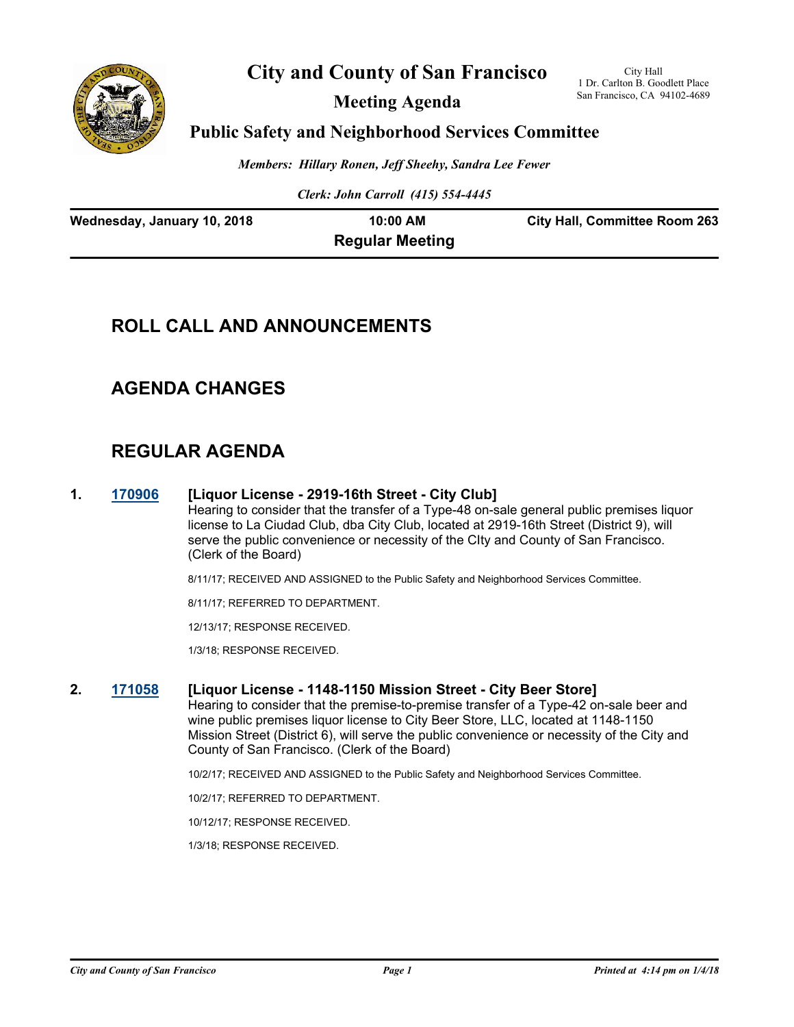# City and County of San Francisco

## Meeting Agenda

## Public Safety and Neighborhood Services Committee

City Hall
1 Dr. Carlton B. Goodlett Place
San Francisco, CA 94102-4689

*Members: Hillary Ronen, Jeff Sheehy, Sandra Lee Fewer*

*Clerk: John Carroll (415) 554-4445*

**Wednesday, January 10, 2018** | **10:00 AM** | **City Hall, Committee Room 263**

**Regular Meeting**

## ROLL CALL AND ANNOUNCEMENTS

## AGENDA CHANGES

## REGULAR AGENDA

**1. [170906](170906) [Liquor License - 2919-16th Street - City Club]**

Hearing to consider that the transfer of a Type-48 on-sale general public premises liquor license to La Ciudad Club, dba City Club, located at 2919-16th Street (District 9), will serve the public convenience or necessity of the CIty and County of San Francisco. (Clerk of the Board)

8/11/17; RECEIVED AND ASSIGNED to the Public Safety and Neighborhood Services Committee.

8/11/17; REFERRED TO DEPARTMENT.

12/13/17; RESPONSE RECEIVED.

1/3/18; RESPONSE RECEIVED.

**2. [171058](171058) [Liquor License - 1148-1150 Mission Street - City Beer Store]**

Hearing to consider that the premise-to-premise transfer of a Type-42 on-sale beer and wine public premises liquor license to City Beer Store, LLC, located at 1148-1150 Mission Street (District 6), will serve the public convenience or necessity of the City and County of San Francisco. (Clerk of the Board)

10/2/17; RECEIVED AND ASSIGNED to the Public Safety and Neighborhood Services Committee.

10/2/17; REFERRED TO DEPARTMENT.

10/12/17; RESPONSE RECEIVED.

1/3/18; RESPONSE RECEIVED.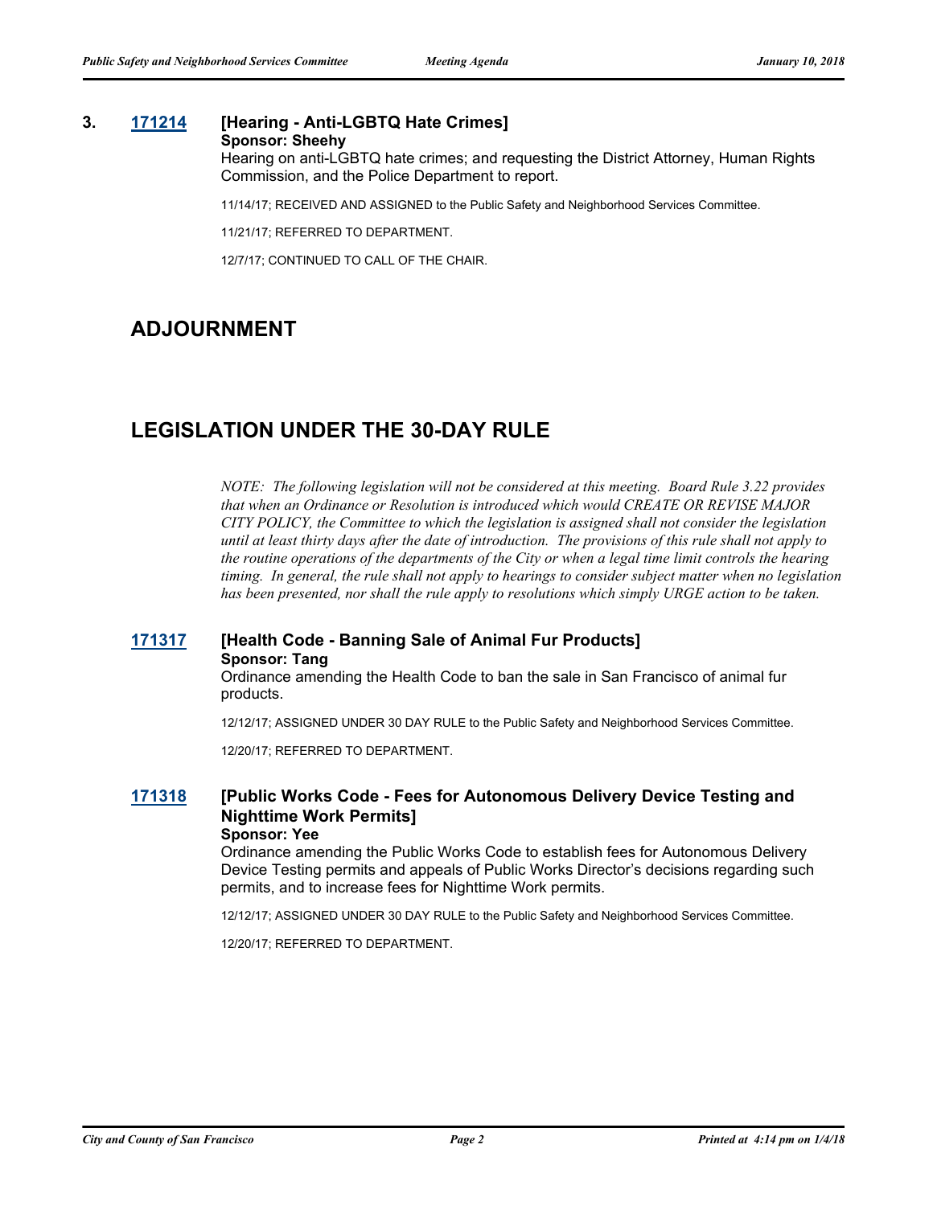**3.** **171214** **[Hearing - Anti-LGBTQ Hate Crimes]**
**Sponsor: Sheehy**

Hearing on anti-LGBTQ hate crimes; and requesting the District Attorney, Human Rights Commission, and the Police Department to report.

11/14/17; RECEIVED AND ASSIGNED to the Public Safety and Neighborhood Services Committee.

11/21/17; REFERRED TO DEPARTMENT.

12/7/17; CONTINUED TO CALL OF THE CHAIR.

## ADJOURNMENT

## LEGISLATION UNDER THE 30-DAY RULE

*NOTE: The following legislation will not be considered at this meeting. Board Rule 3.22 provides that when an Ordinance or Resolution is introduced which would CREATE OR REVISE MAJOR CITY POLICY, the Committee to which the legislation is assigned shall not consider the legislation until at least thirty days after the date of introduction. The provisions of this rule shall not apply to the routine operations of the departments of the City or when a legal time limit controls the hearing timing. In general, the rule shall not apply to hearings to consider subject matter when no legislation has been presented, nor shall the rule apply to resolutions which simply URGE action to be taken.*

**171317** **[Health Code - Banning Sale of Animal Fur Products]**
**Sponsor: Tang**

Ordinance amending the Health Code to ban the sale in San Francisco of animal fur products.

12/12/17; ASSIGNED UNDER 30 DAY RULE to the Public Safety and Neighborhood Services Committee.

12/20/17; REFERRED TO DEPARTMENT.

**171318** **[Public Works Code - Fees for Autonomous Delivery Device Testing and Nighttime Work Permits]**
**Sponsor: Yee**

Ordinance amending the Public Works Code to establish fees for Autonomous Delivery Device Testing permits and appeals of Public Works Director's decisions regarding such permits, and to increase fees for Nighttime Work permits.

12/12/17; ASSIGNED UNDER 30 DAY RULE to the Public Safety and Neighborhood Services Committee.

12/20/17; REFERRED TO DEPARTMENT.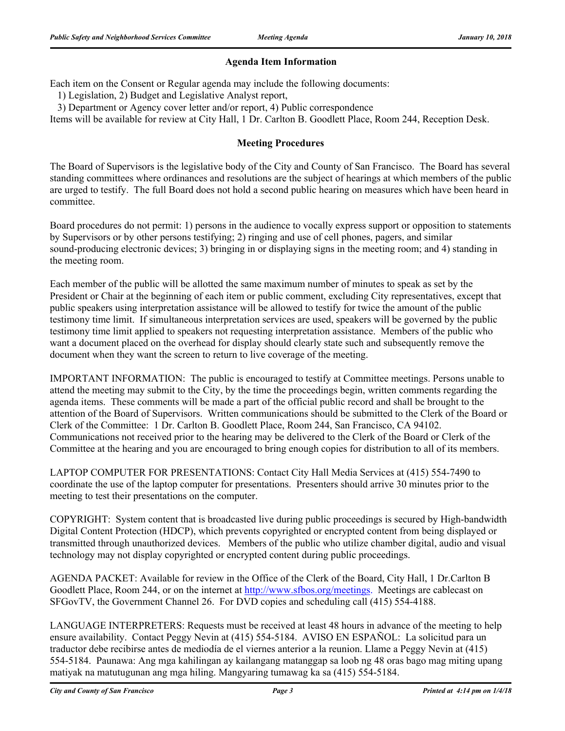## Agenda Item Information

Each item on the Consent or Regular agenda may include the following documents:
1) Legislation, 2) Budget and Legislative Analyst report,
3) Department or Agency cover letter and/or report, 4) Public correspondence
Items will be available for review at City Hall, 1 Dr. Carlton B. Goodlett Place, Room 244, Reception Desk.

## Meeting Procedures

The Board of Supervisors is the legislative body of the City and County of San Francisco. The Board has several standing committees where ordinances and resolutions are the subject of hearings at which members of the public are urged to testify. The full Board does not hold a second public hearing on measures which have been heard in committee.

Board procedures do not permit: 1) persons in the audience to vocally express support or opposition to statements by Supervisors or by other persons testifying; 2) ringing and use of cell phones, pagers, and similar sound-producing electronic devices; 3) bringing in or displaying signs in the meeting room; and 4) standing in the meeting room.

Each member of the public will be allotted the same maximum number of minutes to speak as set by the President or Chair at the beginning of each item or public comment, excluding City representatives, except that public speakers using interpretation assistance will be allowed to testify for twice the amount of the public testimony time limit. If simultaneous interpretation services are used, speakers will be governed by the public testimony time limit applied to speakers not requesting interpretation assistance. Members of the public who want a document placed on the overhead for display should clearly state such and subsequently remove the document when they want the screen to return to live coverage of the meeting.

IMPORTANT INFORMATION: The public is encouraged to testify at Committee meetings. Persons unable to attend the meeting may submit to the City, by the time the proceedings begin, written comments regarding the agenda items. These comments will be made a part of the official public record and shall be brought to the attention of the Board of Supervisors. Written communications should be submitted to the Clerk of the Board or Clerk of the Committee: 1 Dr. Carlton B. Goodlett Place, Room 244, San Francisco, CA 94102. Communications not received prior to the hearing may be delivered to the Clerk of the Board or Clerk of the Committee at the hearing and you are encouraged to bring enough copies for distribution to all of its members.

LAPTOP COMPUTER FOR PRESENTATIONS: Contact City Hall Media Services at (415) 554-7490 to coordinate the use of the laptop computer for presentations. Presenters should arrive 30 minutes prior to the meeting to test their presentations on the computer.

COPYRIGHT: System content that is broadcasted live during public proceedings is secured by High-bandwidth Digital Content Protection (HDCP), which prevents copyrighted or encrypted content from being displayed or transmitted through unauthorized devices. Members of the public who utilize chamber digital, audio and visual technology may not display copyrighted or encrypted content during public proceedings.

AGENDA PACKET: Available for review in the Office of the Clerk of the Board, City Hall, 1 Dr.Carlton B Goodlett Place, Room 244, or on the internet at http://www.sfbos.org/meetings. Meetings are cablecast on SFGovTV, the Government Channel 26. For DVD copies and scheduling call (415) 554-4188.

LANGUAGE INTERPRETERS: Requests must be received at least 48 hours in advance of the meeting to help ensure availability. Contact Peggy Nevin at (415) 554-5184. AVISO EN ESPAÑOL: La solicitud para un traductor debe recibirse antes de mediodía de el viernes anterior a la reunion. Llame a Peggy Nevin at (415) 554-5184. Paunawa: Ang mga kahilingan ay kailangang matanggap sa loob ng 48 oras bago mag miting upang matiyak na matutugunan ang mga hiling. Mangyaring tumawag ka sa (415) 554-5184.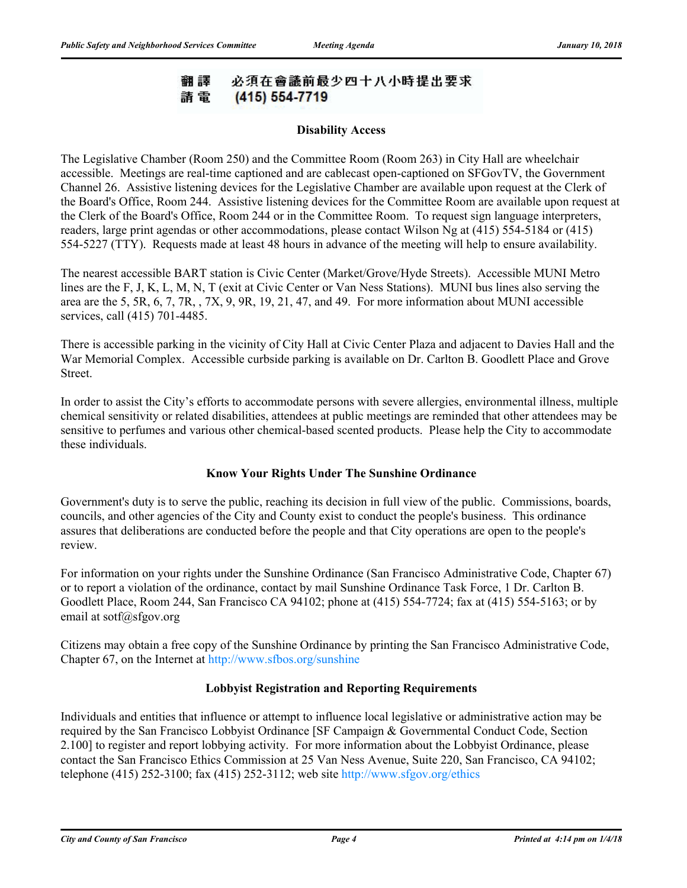翻譯　必須在會議前最少四十八小時提出要求
請電　(415) 554-7719

## Disability Access

The Legislative Chamber (Room 250) and the Committee Room (Room 263) in City Hall are wheelchair accessible. Meetings are real-time captioned and are cablecast open-captioned on SFGovTV, the Government Channel 26. Assistive listening devices for the Legislative Chamber are available upon request at the Clerk of the Board's Office, Room 244. Assistive listening devices for the Committee Room are available upon request at the Clerk of the Board's Office, Room 244 or in the Committee Room. To request sign language interpreters, readers, large print agendas or other accommodations, please contact Wilson Ng at (415) 554-5184 or (415) 554-5227 (TTY). Requests made at least 48 hours in advance of the meeting will help to ensure availability.

The nearest accessible BART station is Civic Center (Market/Grove/Hyde Streets). Accessible MUNI Metro lines are the F, J, K, L, M, N, T (exit at Civic Center or Van Ness Stations). MUNI bus lines also serving the area are the 5, 5R, 6, 7, 7R, , 7X, 9, 9R, 19, 21, 47, and 49. For more information about MUNI accessible services, call (415) 701-4485.

There is accessible parking in the vicinity of City Hall at Civic Center Plaza and adjacent to Davies Hall and the War Memorial Complex. Accessible curbside parking is available on Dr. Carlton B. Goodlett Place and Grove Street.

In order to assist the City's efforts to accommodate persons with severe allergies, environmental illness, multiple chemical sensitivity or related disabilities, attendees at public meetings are reminded that other attendees may be sensitive to perfumes and various other chemical-based scented products. Please help the City to accommodate these individuals.

## Know Your Rights Under The Sunshine Ordinance

Government's duty is to serve the public, reaching its decision in full view of the public. Commissions, boards, councils, and other agencies of the City and County exist to conduct the people's business. This ordinance assures that deliberations are conducted before the people and that City operations are open to the people's review.

For information on your rights under the Sunshine Ordinance (San Francisco Administrative Code, Chapter 67) or to report a violation of the ordinance, contact by mail Sunshine Ordinance Task Force, 1 Dr. Carlton B. Goodlett Place, Room 244, San Francisco CA 94102; phone at (415) 554-7724; fax at (415) 554-5163; or by email at sotf@sfgov.org

Citizens may obtain a free copy of the Sunshine Ordinance by printing the San Francisco Administrative Code, Chapter 67, on the Internet at http://www.sfbos.org/sunshine

## Lobbyist Registration and Reporting Requirements

Individuals and entities that influence or attempt to influence local legislative or administrative action may be required by the San Francisco Lobbyist Ordinance [SF Campaign & Governmental Conduct Code, Section 2.100] to register and report lobbying activity. For more information about the Lobbyist Ordinance, please contact the San Francisco Ethics Commission at 25 Van Ness Avenue, Suite 220, San Francisco, CA 94102; telephone (415) 252-3100; fax (415) 252-3112; web site http://www.sfgov.org/ethics